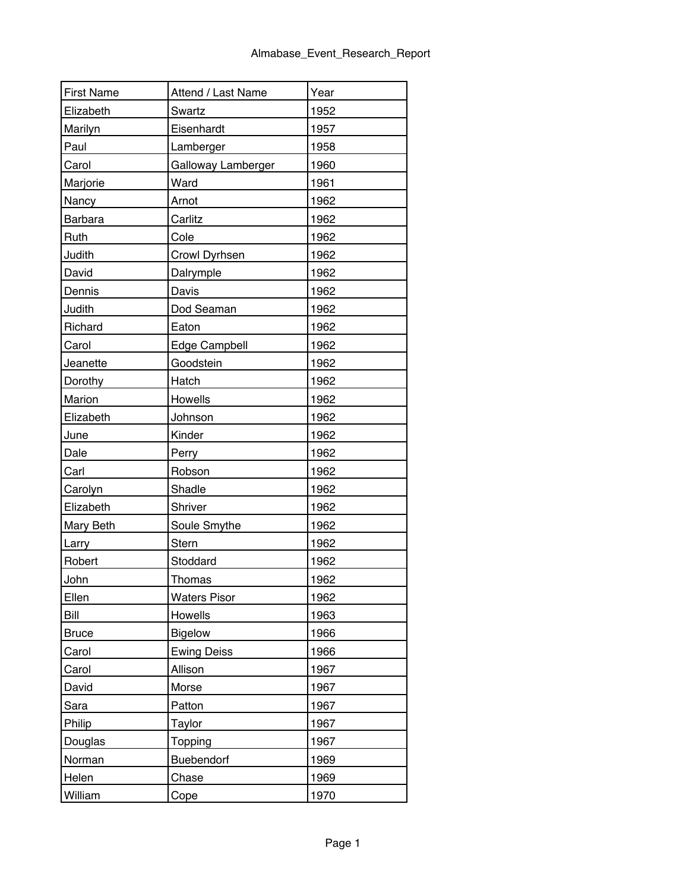| First Name | Attend / Last Name | Year |
|---|---|---|
| Elizabeth | Swartz | 1952 |
| Marilyn | Eisenhardt | 1957 |
| Paul | Lamberger | 1958 |
| Carol | Galloway Lamberger | 1960 |
| Marjorie | Ward | 1961 |
| Nancy | Arnot | 1962 |
| Barbara | Carlitz | 1962 |
| Ruth | Cole | 1962 |
| Judith | Crowl Dyrhsen | 1962 |
| David | Dalrymple | 1962 |
| Dennis | Davis | 1962 |
| Judith | Dod Seaman | 1962 |
| Richard | Eaton | 1962 |
| Carol | Edge Campbell | 1962 |
| Jeanette | Goodstein | 1962 |
| Dorothy | Hatch | 1962 |
| Marion | Howells | 1962 |
| Elizabeth | Johnson | 1962 |
| June | Kinder | 1962 |
| Dale | Perry | 1962 |
| Carl | Robson | 1962 |
| Carolyn | Shadle | 1962 |
| Elizabeth | Shriver | 1962 |
| Mary Beth | Soule Smythe | 1962 |
| Larry | Stern | 1962 |
| Robert | Stoddard | 1962 |
| John | Thomas | 1962 |
| Ellen | Waters Pisor | 1962 |
| Bill | Howells | 1963 |
| Bruce | Bigelow | 1966 |
| Carol | Ewing Deiss | 1966 |
| Carol | Allison | 1967 |
| David | Morse | 1967 |
| Sara | Patton | 1967 |
| Philip | Taylor | 1967 |
| Douglas | Topping | 1967 |
| Norman | Buebendorf | 1969 |
| Helen | Chase | 1969 |
| William | Cope | 1970 |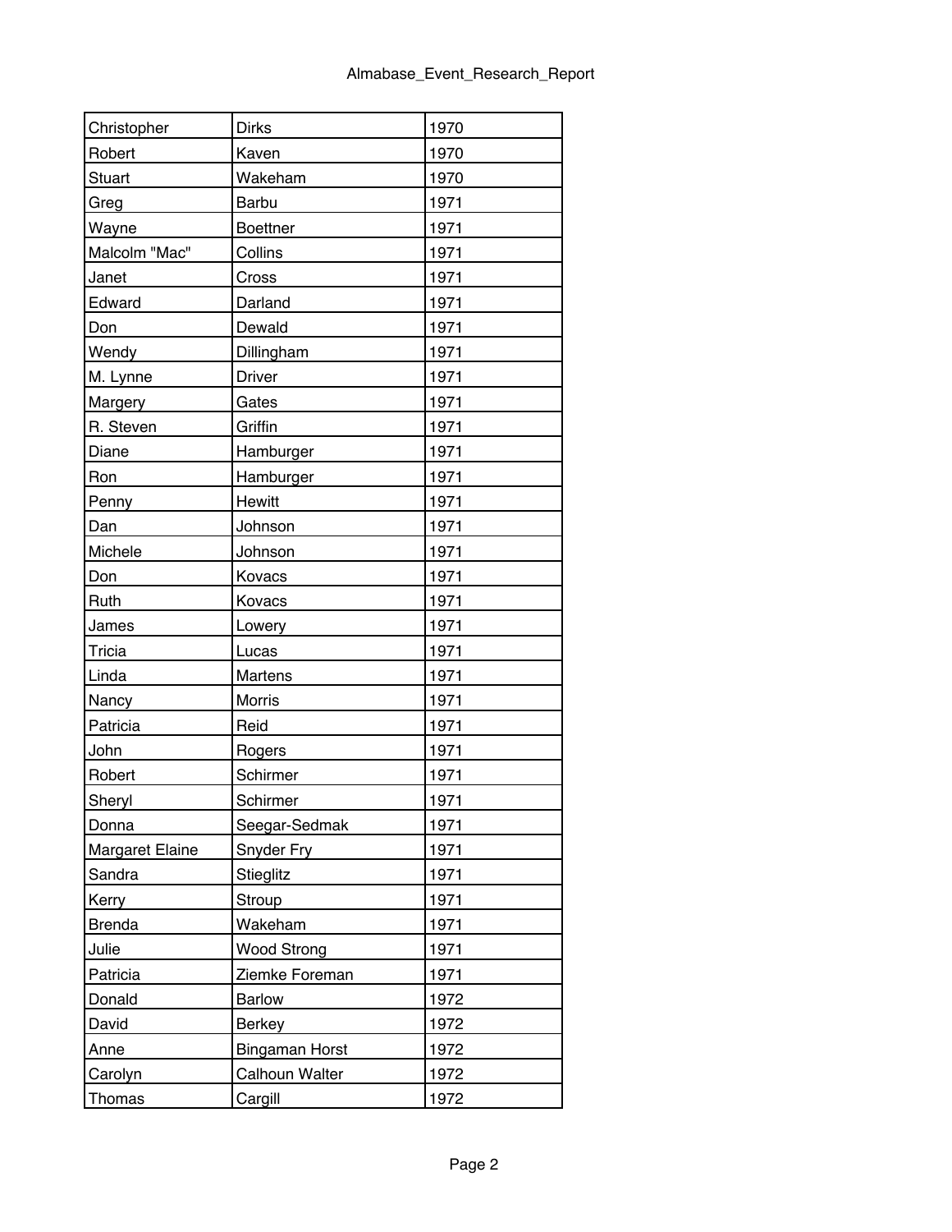| | | |
|---|---|---|
| Christopher | Dirks | 1970 |
| Robert | Kaven | 1970 |
| Stuart | Wakeham | 1970 |
| Greg | Barbu | 1971 |
| Wayne | Boettner | 1971 |
| Malcolm "Mac" | Collins | 1971 |
| Janet | Cross | 1971 |
| Edward | Darland | 1971 |
| Don | Dewald | 1971 |
| Wendy | Dillingham | 1971 |
| M. Lynne | Driver | 1971 |
| Margery | Gates | 1971 |
| R. Steven | Griffin | 1971 |
| Diane | Hamburger | 1971 |
| Ron | Hamburger | 1971 |
| Penny | Hewitt | 1971 |
| Dan | Johnson | 1971 |
| Michele | Johnson | 1971 |
| Don | Kovacs | 1971 |
| Ruth | Kovacs | 1971 |
| James | Lowery | 1971 |
| Tricia | Lucas | 1971 |
| Linda | Martens | 1971 |
| Nancy | Morris | 1971 |
| Patricia | Reid | 1971 |
| John | Rogers | 1971 |
| Robert | Schirmer | 1971 |
| Sheryl | Schirmer | 1971 |
| Donna | Seegar-Sedmak | 1971 |
| Margaret Elaine | Snyder Fry | 1971 |
| Sandra | Stieglitz | 1971 |
| Kerry | Stroup | 1971 |
| Brenda | Wakeham | 1971 |
| Julie | Wood Strong | 1971 |
| Patricia | Ziemke Foreman | 1971 |
| Donald | Barlow | 1972 |
| David | Berkey | 1972 |
| Anne | Bingaman Horst | 1972 |
| Carolyn | Calhoun Walter | 1972 |
| Thomas | Cargill | 1972 |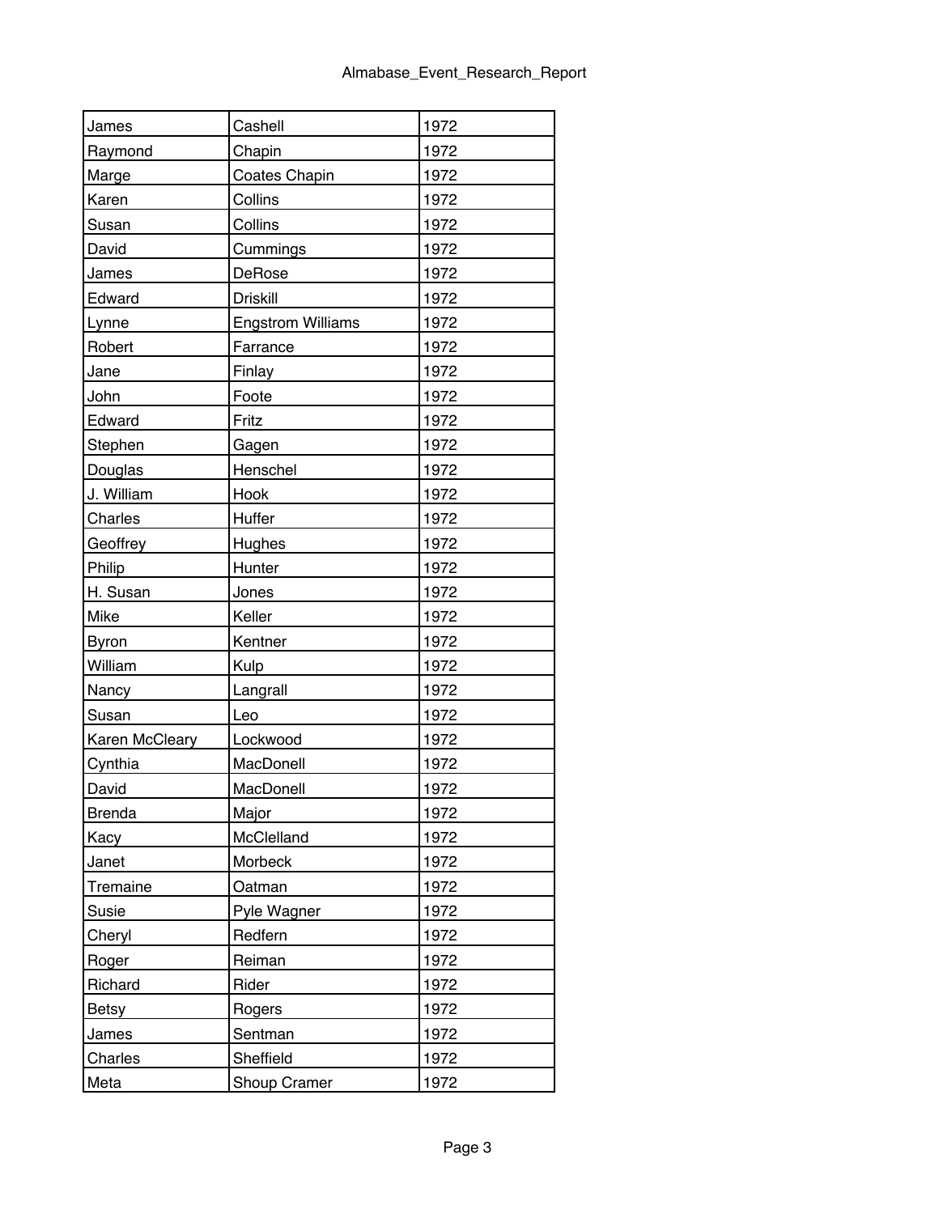| | | |
|---|---|---|
| James | Cashell | 1972 |
| Raymond | Chapin | 1972 |
| Marge | Coates Chapin | 1972 |
| Karen | Collins | 1972 |
| Susan | Collins | 1972 |
| David | Cummings | 1972 |
| James | DeRose | 1972 |
| Edward | Driskill | 1972 |
| Lynne | Engstrom Williams | 1972 |
| Robert | Farrance | 1972 |
| Jane | Finlay | 1972 |
| John | Foote | 1972 |
| Edward | Fritz | 1972 |
| Stephen | Gagen | 1972 |
| Douglas | Henschel | 1972 |
| J. William | Hook | 1972 |
| Charles | Huffer | 1972 |
| Geoffrey | Hughes | 1972 |
| Philip | Hunter | 1972 |
| H. Susan | Jones | 1972 |
| Mike | Keller | 1972 |
| Byron | Kentner | 1972 |
| William | Kulp | 1972 |
| Nancy | Langrall | 1972 |
| Susan | Leo | 1972 |
| Karen McCleary | Lockwood | 1972 |
| Cynthia | MacDonell | 1972 |
| David | MacDonell | 1972 |
| Brenda | Major | 1972 |
| Kacy | McClelland | 1972 |
| Janet | Morbeck | 1972 |
| Tremaine | Oatman | 1972 |
| Susie | Pyle Wagner | 1972 |
| Cheryl | Redfern | 1972 |
| Roger | Reiman | 1972 |
| Richard | Rider | 1972 |
| Betsy | Rogers | 1972 |
| James | Sentman | 1972 |
| Charles | Sheffield | 1972 |
| Meta | Shoup Cramer | 1972 |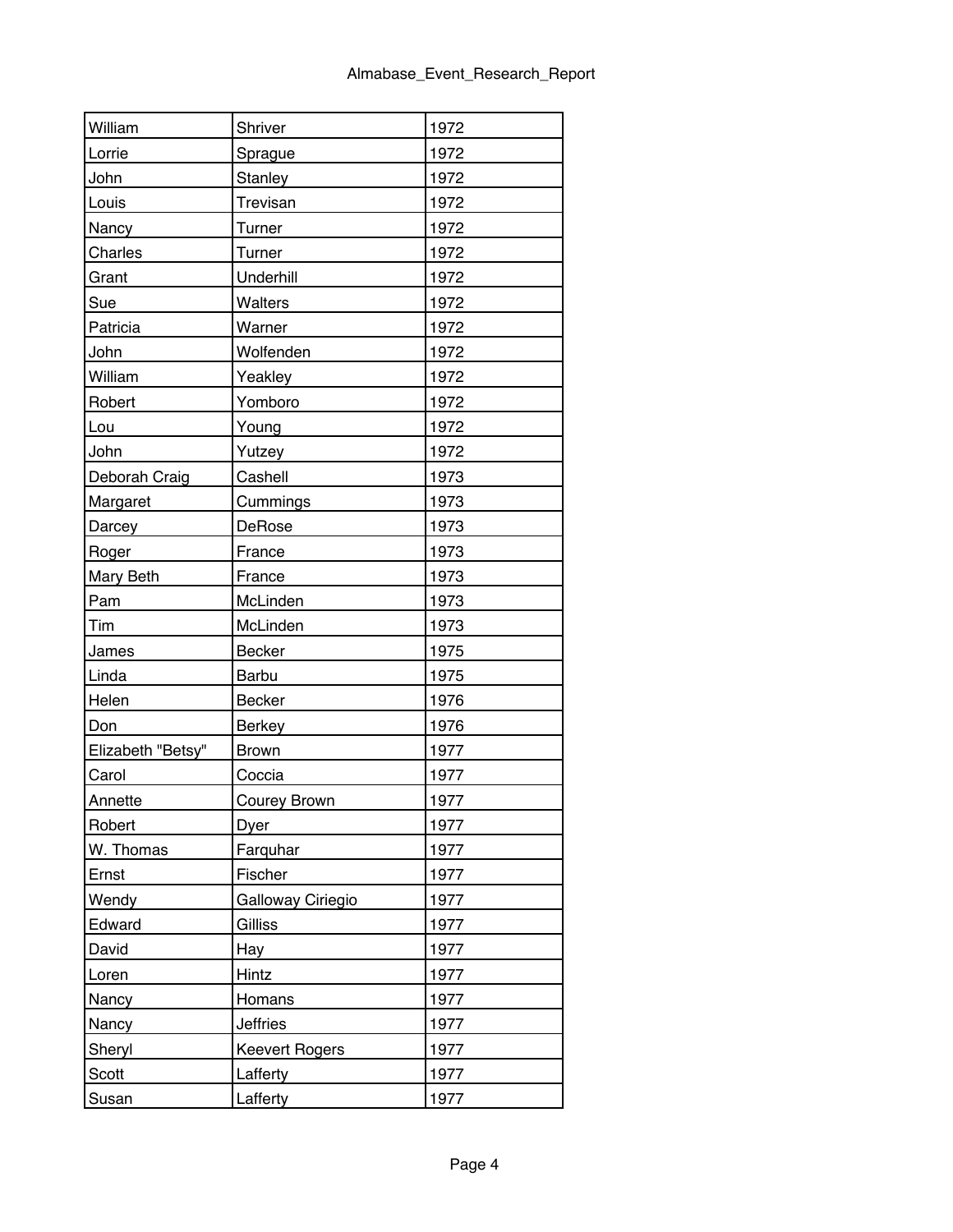| | | |
|---|---|---|
| William | Shriver | 1972 |
| Lorrie | Sprague | 1972 |
| John | Stanley | 1972 |
| Louis | Trevisan | 1972 |
| Nancy | Turner | 1972 |
| Charles | Turner | 1972 |
| Grant | Underhill | 1972 |
| Sue | Walters | 1972 |
| Patricia | Warner | 1972 |
| John | Wolfenden | 1972 |
| William | Yeakley | 1972 |
| Robert | Yomboro | 1972 |
| Lou | Young | 1972 |
| John | Yutzey | 1972 |
| Deborah Craig | Cashell | 1973 |
| Margaret | Cummings | 1973 |
| Darcey | DeRose | 1973 |
| Roger | France | 1973 |
| Mary Beth | France | 1973 |
| Pam | McLinden | 1973 |
| Tim | McLinden | 1973 |
| James | Becker | 1975 |
| Linda | Barbu | 1975 |
| Helen | Becker | 1976 |
| Don | Berkey | 1976 |
| Elizabeth "Betsy" | Brown | 1977 |
| Carol | Coccia | 1977 |
| Annette | Courey Brown | 1977 |
| Robert | Dyer | 1977 |
| W. Thomas | Farquhar | 1977 |
| Ernst | Fischer | 1977 |
| Wendy | Galloway Ciriegio | 1977 |
| Edward | Gilliss | 1977 |
| David | Hay | 1977 |
| Loren | Hintz | 1977 |
| Nancy | Homans | 1977 |
| Nancy | Jeffries | 1977 |
| Sheryl | Keevert Rogers | 1977 |
| Scott | Lafferty | 1977 |
| Susan | Lafferty | 1977 |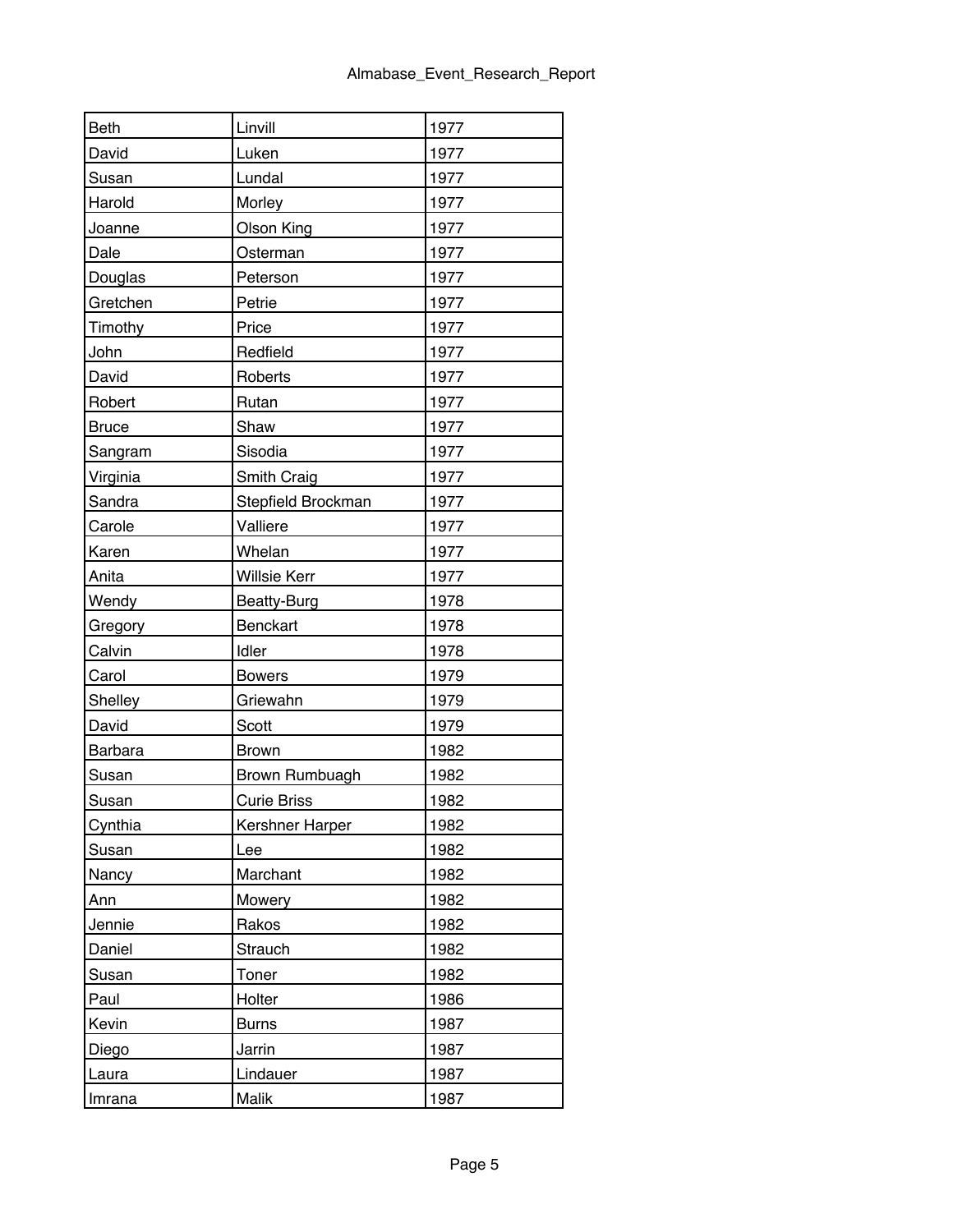| | | |
|---|---|---|
| Beth | Linvill | 1977 |
| David | Luken | 1977 |
| Susan | Lundal | 1977 |
| Harold | Morley | 1977 |
| Joanne | Olson King | 1977 |
| Dale | Osterman | 1977 |
| Douglas | Peterson | 1977 |
| Gretchen | Petrie | 1977 |
| Timothy | Price | 1977 |
| John | Redfield | 1977 |
| David | Roberts | 1977 |
| Robert | Rutan | 1977 |
| Bruce | Shaw | 1977 |
| Sangram | Sisodia | 1977 |
| Virginia | Smith Craig | 1977 |
| Sandra | Stepfield Brockman | 1977 |
| Carole | Valliere | 1977 |
| Karen | Whelan | 1977 |
| Anita | Willsie Kerr | 1977 |
| Wendy | Beatty-Burg | 1978 |
| Gregory | Benckart | 1978 |
| Calvin | Idler | 1978 |
| Carol | Bowers | 1979 |
| Shelley | Griewahn | 1979 |
| David | Scott | 1979 |
| Barbara | Brown | 1982 |
| Susan | Brown Rumbuagh | 1982 |
| Susan | Curie Briss | 1982 |
| Cynthia | Kershner Harper | 1982 |
| Susan | Lee | 1982 |
| Nancy | Marchant | 1982 |
| Ann | Mowery | 1982 |
| Jennie | Rakos | 1982 |
| Daniel | Strauch | 1982 |
| Susan | Toner | 1982 |
| Paul | Holter | 1986 |
| Kevin | Burns | 1987 |
| Diego | Jarrin | 1987 |
| Laura | Lindauer | 1987 |
| Imrana | Malik | 1987 |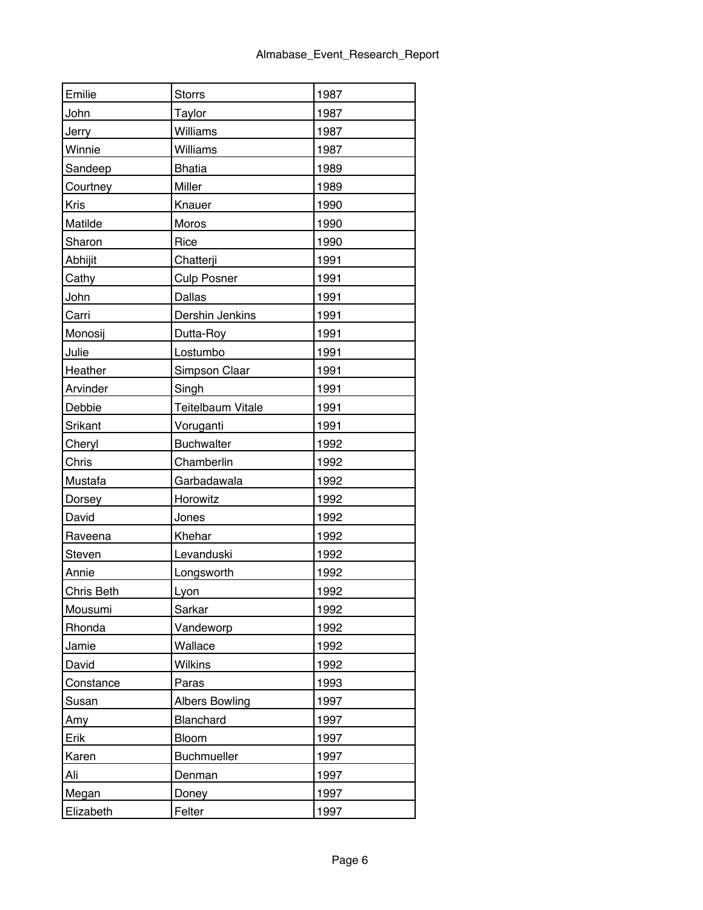| | | |
|---|---|---|
| Emilie | Storrs | 1987 |
| John | Taylor | 1987 |
| Jerry | Williams | 1987 |
| Winnie | Williams | 1987 |
| Sandeep | Bhatia | 1989 |
| Courtney | Miller | 1989 |
| Kris | Knauer | 1990 |
| Matilde | Moros | 1990 |
| Sharon | Rice | 1990 |
| Abhijit | Chatterji | 1991 |
| Cathy | Culp Posner | 1991 |
| John | Dallas | 1991 |
| Carri | Dershin Jenkins | 1991 |
| Monosij | Dutta-Roy | 1991 |
| Julie | Lostumbo | 1991 |
| Heather | Simpson Claar | 1991 |
| Arvinder | Singh | 1991 |
| Debbie | Teitelbaum Vitale | 1991 |
| Srikant | Voruganti | 1991 |
| Cheryl | Buchwalter | 1992 |
| Chris | Chamberlin | 1992 |
| Mustafa | Garbadawala | 1992 |
| Dorsey | Horowitz | 1992 |
| David | Jones | 1992 |
| Raveena | Khehar | 1992 |
| Steven | Levanduski | 1992 |
| Annie | Longsworth | 1992 |
| Chris Beth | Lyon | 1992 |
| Mousumi | Sarkar | 1992 |
| Rhonda | Vandeworp | 1992 |
| Jamie | Wallace | 1992 |
| David | Wilkins | 1992 |
| Constance | Paras | 1993 |
| Susan | Albers Bowling | 1997 |
| Amy | Blanchard | 1997 |
| Erik | Bloom | 1997 |
| Karen | Buchmueller | 1997 |
| Ali | Denman | 1997 |
| Megan | Doney | 1997 |
| Elizabeth | Felter | 1997 |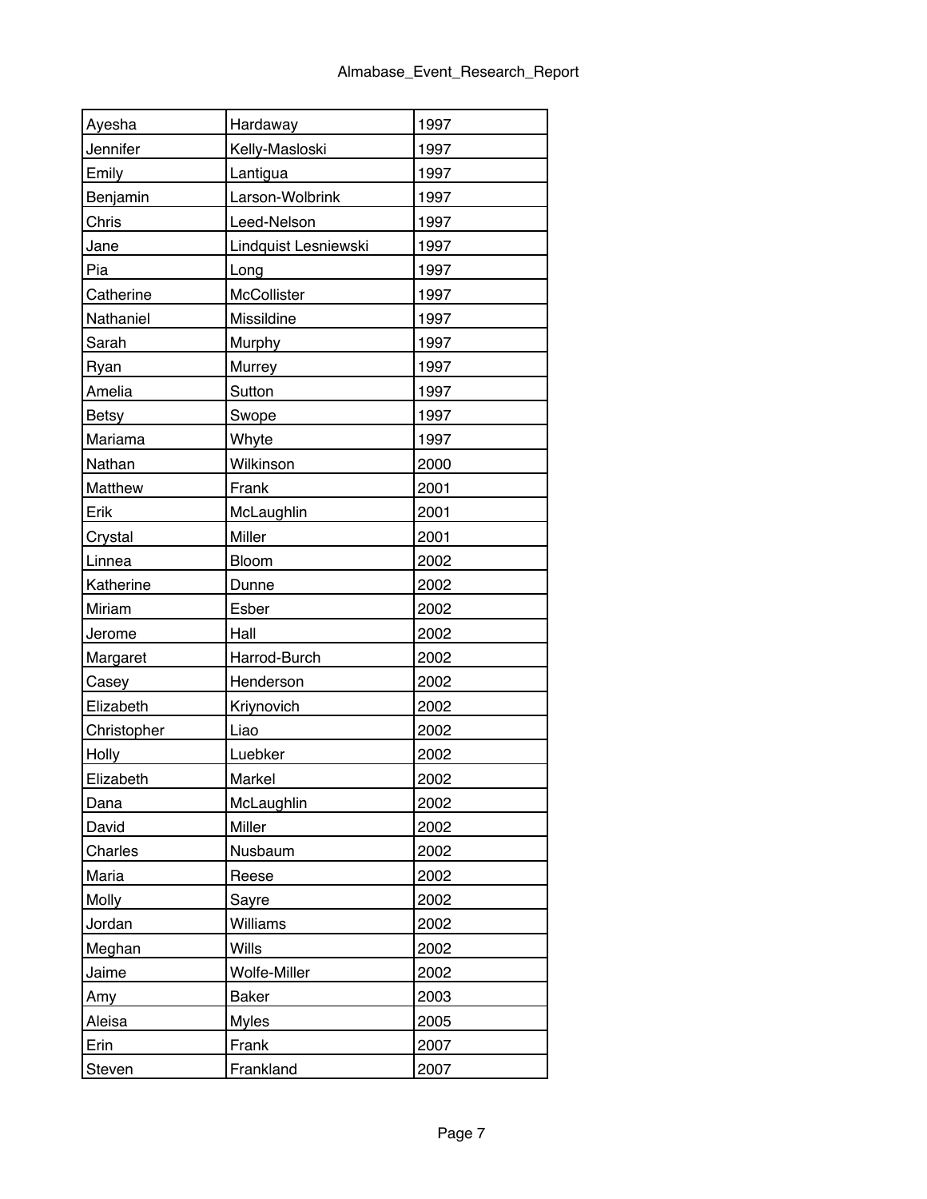| | | |
|---|---|---|
| Ayesha | Hardaway | 1997 |
| Jennifer | Kelly-Masloski | 1997 |
| Emily | Lantigua | 1997 |
| Benjamin | Larson-Wolbrink | 1997 |
| Chris | Leed-Nelson | 1997 |
| Jane | Lindquist Lesniewski | 1997 |
| Pia | Long | 1997 |
| Catherine | McCollister | 1997 |
| Nathaniel | Missildine | 1997 |
| Sarah | Murphy | 1997 |
| Ryan | Murrey | 1997 |
| Amelia | Sutton | 1997 |
| Betsy | Swope | 1997 |
| Mariama | Whyte | 1997 |
| Nathan | Wilkinson | 2000 |
| Matthew | Frank | 2001 |
| Erik | McLaughlin | 2001 |
| Crystal | Miller | 2001 |
| Linnea | Bloom | 2002 |
| Katherine | Dunne | 2002 |
| Miriam | Esber | 2002 |
| Jerome | Hall | 2002 |
| Margaret | Harrod-Burch | 2002 |
| Casey | Henderson | 2002 |
| Elizabeth | Kriynovich | 2002 |
| Christopher | Liao | 2002 |
| Holly | Luebker | 2002 |
| Elizabeth | Markel | 2002 |
| Dana | McLaughlin | 2002 |
| David | Miller | 2002 |
| Charles | Nusbaum | 2002 |
| Maria | Reese | 2002 |
| Molly | Sayre | 2002 |
| Jordan | Williams | 2002 |
| Meghan | Wills | 2002 |
| Jaime | Wolfe-Miller | 2002 |
| Amy | Baker | 2003 |
| Aleisa | Myles | 2005 |
| Erin | Frank | 2007 |
| Steven | Frankland | 2007 |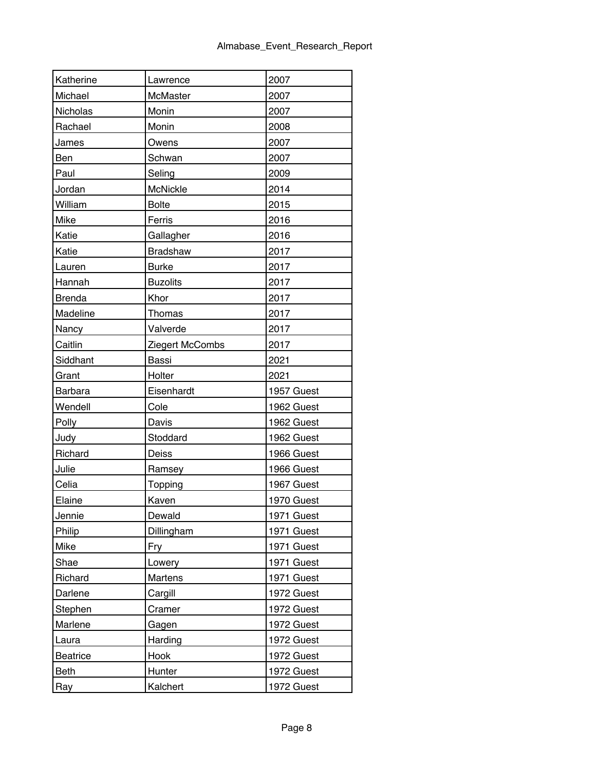| Katherine | Lawrence | 2007 |
|---|---|---|
| Michael | McMaster | 2007 |
| Nicholas | Monin | 2007 |
| Rachael | Monin | 2008 |
| James | Owens | 2007 |
| Ben | Schwan | 2007 |
| Paul | Seling | 2009 |
| Jordan | McNickle | 2014 |
| William | Bolte | 2015 |
| Mike | Ferris | 2016 |
| Katie | Gallagher | 2016 |
| Katie | Bradshaw | 2017 |
| Lauren | Burke | 2017 |
| Hannah | Buzolits | 2017 |
| Brenda | Khor | 2017 |
| Madeline | Thomas | 2017 |
| Nancy | Valverde | 2017 |
| Caitlin | Ziegert McCombs | 2017 |
| Siddhant | Bassi | 2021 |
| Grant | Holter | 2021 |
| Barbara | Eisenhardt | 1957 Guest |
| Wendell | Cole | 1962 Guest |
| Polly | Davis | 1962 Guest |
| Judy | Stoddard | 1962 Guest |
| Richard | Deiss | 1966 Guest |
| Julie | Ramsey | 1966 Guest |
| Celia | Topping | 1967 Guest |
| Elaine | Kaven | 1970 Guest |
| Jennie | Dewald | 1971 Guest |
| Philip | Dillingham | 1971 Guest |
| Mike | Fry | 1971 Guest |
| Shae | Lowery | 1971 Guest |
| Richard | Martens | 1971 Guest |
| Darlene | Cargill | 1972 Guest |
| Stephen | Cramer | 1972 Guest |
| Marlene | Gagen | 1972 Guest |
| Laura | Harding | 1972 Guest |
| Beatrice | Hook | 1972 Guest |
| Beth | Hunter | 1972 Guest |
| Ray | Kalchert | 1972 Guest |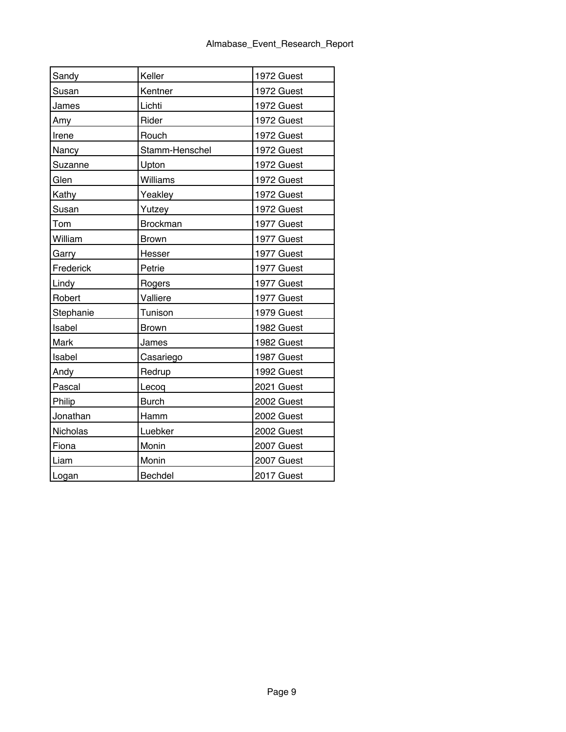| | | |
|---|---|---|
| Sandy | Keller | 1972 Guest |
| Susan | Kentner | 1972 Guest |
| James | Lichti | 1972 Guest |
| Amy | Rider | 1972 Guest |
| Irene | Rouch | 1972 Guest |
| Nancy | Stamm-Henschel | 1972 Guest |
| Suzanne | Upton | 1972 Guest |
| Glen | Williams | 1972 Guest |
| Kathy | Yeakley | 1972 Guest |
| Susan | Yutzey | 1972 Guest |
| Tom | Brockman | 1977 Guest |
| William | Brown | 1977 Guest |
| Garry | Hesser | 1977 Guest |
| Frederick | Petrie | 1977 Guest |
| Lindy | Rogers | 1977 Guest |
| Robert | Valliere | 1977 Guest |
| Stephanie | Tunison | 1979 Guest |
| Isabel | Brown | 1982 Guest |
| Mark | James | 1982 Guest |
| Isabel | Casariego | 1987 Guest |
| Andy | Redrup | 1992 Guest |
| Pascal | Lecoq | 2021 Guest |
| Philip | Burch | 2002 Guest |
| Jonathan | Hamm | 2002 Guest |
| Nicholas | Luebker | 2002 Guest |
| Fiona | Monin | 2007 Guest |
| Liam | Monin | 2007 Guest |
| Logan | Bechdel | 2017 Guest |